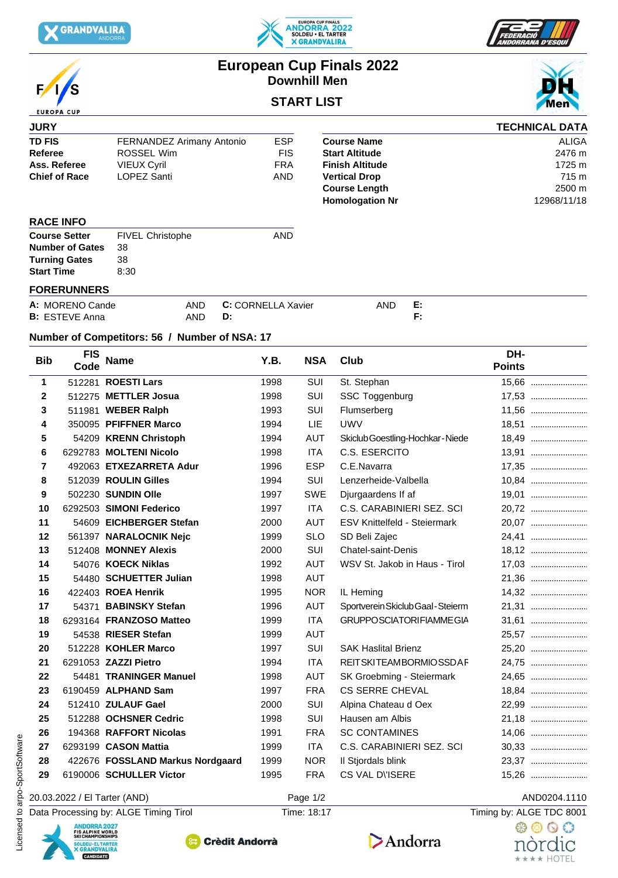# European Cup Finals 2022

## Downhill Men

## START LIST

### JURY

| | | |
|---|---|---|
| **TD FIS** | FERNANDEZ Arimany Antonio | ESP |
| **Referee** | ROSSEL Wim | FIS |
| **Ass. Referee** | VIEUX Cyril | FRA |
| **Chief of Race** | LOPEZ Santi | AND |

### TECHNICAL DATA

| | |
|---|---|
| **Course Name** | ALIGA |
| **Start Altitude** | 2476 m |
| **Finish Altitude** | 1725 m |
| **Vertical Drop** | 715 m |
| **Course Length** | 2500 m |
| **Homologation Nr** | 12968/11/18 |

### RACE INFO

| | | |
|---|---|---|
| **Course Setter** | FIVEL Christophe | AND |
| **Number of Gates** | 38 | |
| **Turning Gates** | 38 | |
| **Start Time** | 8:30 | |

### FORERUNNERS

**A:** MORENO Cande AND
**B:** ESTEVE Anna AND
**C:** CORNELLA Xavier AND
**D:**
**E:**
**F:**

**Number of Competitors: 56 / Number of NSA: 17**

| Bib | FIS Code | Name | Y.B. | NSA | Club | DH-Points |
|---|---|---|---|---|---|---|
| 1 | 512281 | **ROESTI Lars** | 1998 | SUI | St. Stephan | 15,66 |
| 2 | 512275 | **METTLER Josua** | 1998 | SUI | SSC Toggenburg | 17,53 |
| 3 | 511981 | **WEBER Ralph** | 1993 | SUI | Flumserberg | 11,56 |
| 4 | 350095 | **PFIFFNER Marco** | 1994 | LIE | UWV | 18,51 |
| 5 | 54209 | **KRENN Christoph** | 1994 | AUT | Skiclub Goestling-Hochkar-Niede | 18,49 |
| 6 | 6292783 | **MOLTENI Nicolo** | 1998 | ITA | C.S. ESERCITO | 13,91 |
| 7 | 492063 | **ETXEZARRETA Adur** | 1996 | ESP | C.E.Navarra | 17,35 |
| 8 | 512039 | **ROULIN Gilles** | 1994 | SUI | Lenzerheide-Valbella | 10,84 |
| 9 | 502230 | **SUNDIN Olle** | 1997 | SWE | Djurgaardens If af | 19,01 |
| 10 | 6292503 | **SIMONI Federico** | 1997 | ITA | C.S. CARABINIERI SEZ. SCI | 20,72 |
| 11 | 54609 | **EICHBERGER Stefan** | 2000 | AUT | ESV Knittelfeld - Steiermark | 20,07 |
| 12 | 561397 | **NARALOCNIK Nejc** | 1999 | SLO | SD Beli Zajec | 24,41 |
| 13 | 512408 | **MONNEY Alexis** | 2000 | SUI | Chatel-saint-Denis | 18,12 |
| 14 | 54076 | **KOECK Niklas** | 1992 | AUT | WSV St. Jakob in Haus - Tirol | 17,03 |
| 15 | 54480 | **SCHUETTER Julian** | 1998 | AUT | | 21,36 |
| 16 | 422403 | **ROEA Henrik** | 1995 | NOR | IL Heming | 14,32 |
| 17 | 54371 | **BABINSKY Stefan** | 1996 | AUT | Sportverein Skiclub Gaal - Steierm | 21,31 |
| 18 | 6293164 | **FRANZOSO Matteo** | 1999 | ITA | GRUPPO SCIATORI FIAMME GIA | 31,61 |
| 19 | 54538 | **RIESER Stefan** | 1999 | AUT | | 25,57 |
| 20 | 512228 | **KOHLER Marco** | 1997 | SUI | SAK Haslital Brienz | 25,20 |
| 21 | 6291053 | **ZAZZI Pietro** | 1994 | ITA | REIT SKI TEAM BORMIO SSDAF | 24,75 |
| 22 | 54481 | **TRANINGER Manuel** | 1998 | AUT | SK Groebming - Steiermark | 24,65 |
| 23 | 6190459 | **ALPHAND Sam** | 1997 | FRA | CS SERRE CHEVAL | 18,84 |
| 24 | 512410 | **ZULAUF Gael** | 2000 | SUI | Alpina Chateau d Oex | 22,99 |
| 25 | 512288 | **OCHSNER Cedric** | 1998 | SUI | Hausen am Albis | 21,18 |
| 26 | 194368 | **RAFFORT Nicolas** | 1991 | FRA | SC CONTAMINES | 14,06 |
| 27 | 6293199 | **CASON Mattia** | 1999 | ITA | C.S. CARABINIERI SEZ. SCI | 30,33 |
| 28 | 422676 | **FOSSLAND Markus Nordgaard** | 1999 | NOR | Il Stjordals blink | 23,37 |
| 29 | 6190006 | **SCHULLER Victor** | 1995 | FRA | CS VAL D\'ISERE | 15,26 |

20.03.2022 / El Tarter (AND) AND0204.1110

Data Processing by: ALGE Timing Tirol Time: 18:17 Timing by: ALGE TDC 8001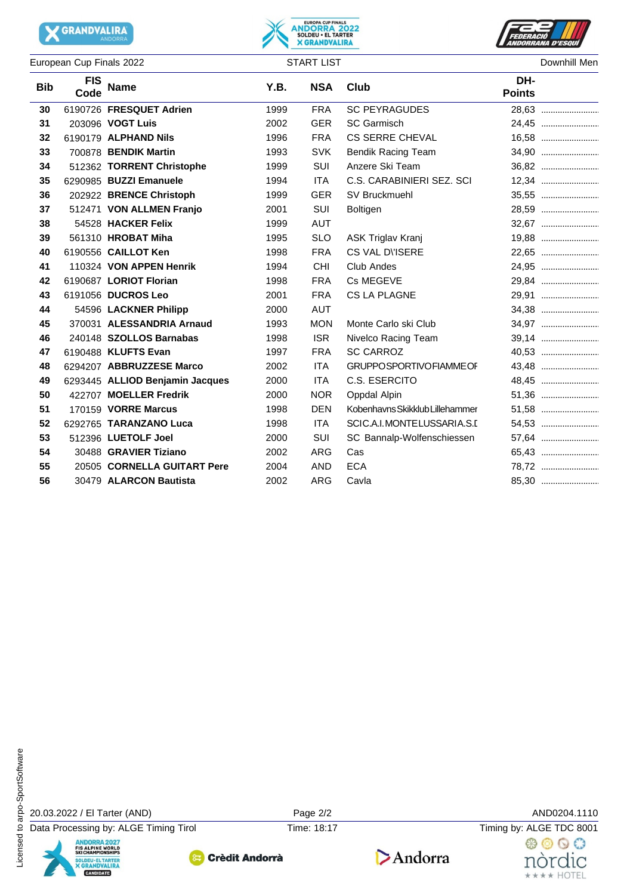European Cup Finals 2022 — START LIST — Downhill Men

| Bib | FIS Code | Name | Y.B. | NSA | Club | DH-Points | |
|---|---|---|---|---|---|---|---|
| 30 | 6190726 | **FRESQUET Adrien** | 1999 | FRA | SC PEYRAGUDES | 28,63 | ........................ |
| 31 | 203096 | **VOGT Luis** | 2002 | GER | SC Garmisch | 24,45 | ........................ |
| 32 | 6190179 | **ALPHAND Nils** | 1996 | FRA | CS SERRE CHEVAL | 16,58 | ........................ |
| 33 | 700878 | **BENDIK Martin** | 1993 | SVK | Bendik Racing Team | 34,90 | ........................ |
| 34 | 512362 | **TORRENT Christophe** | 1999 | SUI | Anzere Ski Team | 36,82 | ........................ |
| 35 | 6290985 | **BUZZI Emanuele** | 1994 | ITA | C.S. CARABINIERI SEZ. SCI | 12,34 | ........................ |
| 36 | 202922 | **BRENCE Christoph** | 1999 | GER | SV Bruckmuehl | 35,55 | ........................ |
| 37 | 512471 | **VON ALLMEN Franjo** | 2001 | SUI | Boltigen | 28,59 | ........................ |
| 38 | 54528 | **HACKER Felix** | 1999 | AUT | | 32,67 | ........................ |
| 39 | 561310 | **HROBAT Miha** | 1995 | SLO | ASK Triglav Kranj | 19,88 | ........................ |
| 40 | 6190556 | **CAILLOT Ken** | 1998 | FRA | CS VAL D\'ISERE | 22,65 | ........................ |
| 41 | 110324 | **VON APPEN Henrik** | 1994 | CHI | Club Andes | 24,95 | ........................ |
| 42 | 6190687 | **LORIOT Florian** | 1998 | FRA | Cs MEGEVE | 29,84 | ........................ |
| 43 | 6191056 | **DUCROS Leo** | 2001 | FRA | CS LA PLAGNE | 29,91 | ........................ |
| 44 | 54596 | **LACKNER Philipp** | 2000 | AUT | | 34,38 | ........................ |
| 45 | 370031 | **ALESSANDRIA Arnaud** | 1993 | MON | Monte Carlo ski Club | 34,97 | ........................ |
| 46 | 240148 | **SZOLLOS Barnabas** | 1998 | ISR | Nivelco Racing Team | 39,14 | ........................ |
| 47 | 6190488 | **KLUFTS Evan** | 1997 | FRA | SC CARROZ | 40,53 | ........................ |
| 48 | 6294207 | **ABBRUZZESE Marco** | 2002 | ITA | GRUPPOSPORTIVOFIAMMEOF | 43,48 | ........................ |
| 49 | 6293445 | **ALLIOD Benjamin Jacques** | 2000 | ITA | C.S. ESERCITO | 48,45 | ........................ |
| 50 | 422707 | **MOELLER Fredrik** | 2000 | NOR | Oppdal Alpin | 51,36 | ........................ |
| 51 | 170159 | **VORRE Marcus** | 1998 | DEN | KobenhavnsSkikklubLillehammer | 51,58 | ........................ |
| 52 | 6292765 | **TARANZANO Luca** | 1998 | ITA | SCIC.A.I.MONTELUSSARIA.S.D | 54,53 | ........................ |
| 53 | 512396 | **LUETOLF Joel** | 2000 | SUI | SC Bannalp-Wolfenschiessen | 57,64 | ........................ |
| 54 | 30488 | **GRAVIER Tiziano** | 2002 | ARG | Cas | 65,43 | ........................ |
| 55 | 20505 | **CORNELLA GUITART Pere** | 2004 | AND | ECA | 78,72 | ........................ |
| 56 | 30479 | **ALARCON Bautista** | 2002 | ARG | Cavla | 85,30 | ........................ |

20.03.2022 / El Tarter (AND) — AND0204.1110

Data Processing by: ALGE Timing Tirol — Time: 18:17 — Timing by: ALGE TDC 8001

Licensed to arpo-SportSoftware